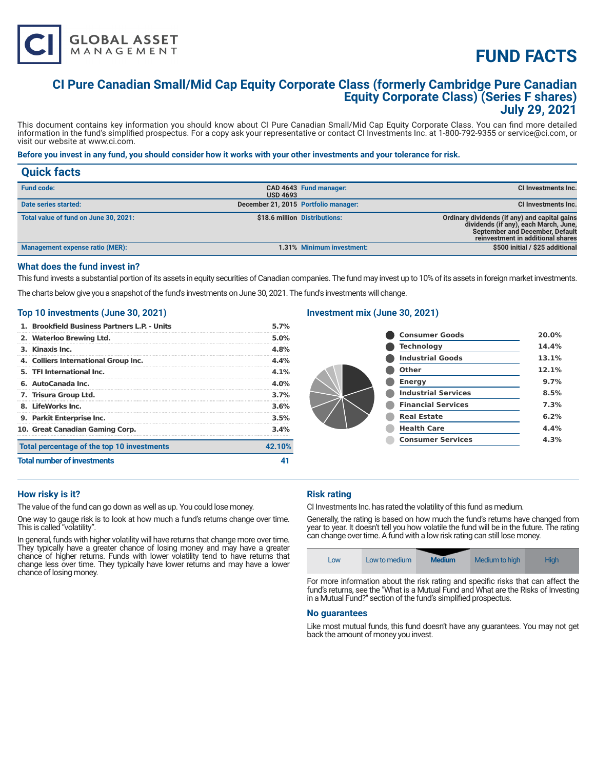# FUND FACTS

## CI Pure Canadian Small/Mid Cap Equity Corporate Class (formerly Cambridge Pure Canadian Equity Corporate Class) (Series F shares)
## July 29, 2021

This document contains key information you should know about CI Pure Canadian Small/Mid Cap Equity Corporate Class. You can find more detailed information in the fund's simplified prospectus. For a copy ask your representative or contact CI Investments Inc. at 1-800-792-9355 or service@ci.com, or visit our website at www.ci.com.

**Before you invest in any fund, you should consider how it works with your other investments and your tolerance for risk.**

## Quick facts

| | | | |
|---|---|---|---|
| **Fund code:** | CAD 4643<br>USD 4693 | **Fund manager:** | CI Investments Inc. |
| **Date series started:** | December 21, 2015 | **Portfolio manager:** | CI Investments Inc. |
| **Total value of fund on June 30, 2021:** | $18.6 million | **Distributions:** | Ordinary dividends (if any) and capital gains dividends (if any), each March, June, September and December, Default reinvestment in additional shares |
| **Management expense ratio (MER):** | 1.31% | **Minimum investment:** | $500 initial / $25 additional |

### What does the fund invest in?

This fund invests a substantial portion of its assets in equity securities of Canadian companies. The fund may invest up to 10% of its assets in foreign market investments.

The charts below give you a snapshot of the fund's investments on June 30, 2021. The fund's investments will change.

### Top 10 investments (June 30, 2021)

| | |
|---|---|
| 1. Brookfield Business Partners L.P. - Units | 5.7% |
| 2. Waterloo Brewing Ltd. | 5.0% |
| 3. Kinaxis Inc. | 4.8% |
| 4. Colliers International Group Inc. | 4.4% |
| 5. TFI International Inc. | 4.1% |
| 6. AutoCanada Inc. | 4.0% |
| 7. Trisura Group Ltd. | 3.7% |
| 8. LifeWorks Inc. | 3.6% |
| 9. Parkit Enterprise Inc. | 3.5% |
| 10. Great Canadian Gaming Corp. | 3.4% |
| **Total percentage of the top 10 investments** | **42.10%** |
| **Total number of investments** | **41** |

### Investment mix (June 30, 2021)

| | |
|---|---|
| Consumer Goods | 20.0% |
| Technology | 14.4% |
| Industrial Goods | 13.1% |
| Other | 12.1% |
| Energy | 9.7% |
| Industrial Services | 8.5% |
| Financial Services | 7.3% |
| Real Estate | 6.2% |
| Health Care | 4.4% |
| Consumer Services | 4.3% |

### How risky is it?

The value of the fund can go down as well as up. You could lose money.

One way to gauge risk is to look at how much a fund's returns change over time. This is called "volatility".

In general, funds with higher volatility will have returns that change more over time. They typically have a greater chance of losing money and may have a greater chance of higher returns. Funds with lower volatility tend to have returns that change less over time. They typically have lower returns and may have a lower chance of losing money.

### Risk rating

CI Investments Inc. has rated the volatility of this fund as medium.

Generally, the rating is based on how much the fund's returns have changed from year to year. It doesn't tell you how volatile the fund will be in the future. The rating can change over time. A fund with a low risk rating can still lose money.

| Low | Low to medium | **Medium** | Medium to high | High |
|---|---|---|---|---|

For more information about the risk rating and specific risks that can affect the fund's returns, see the "What is a Mutual Fund and What are the Risks of Investing in a Mutual Fund?" section of the fund's simplified prospectus.

### No guarantees

Like most mutual funds, this fund doesn't have any guarantees. You may not get back the amount of money you invest.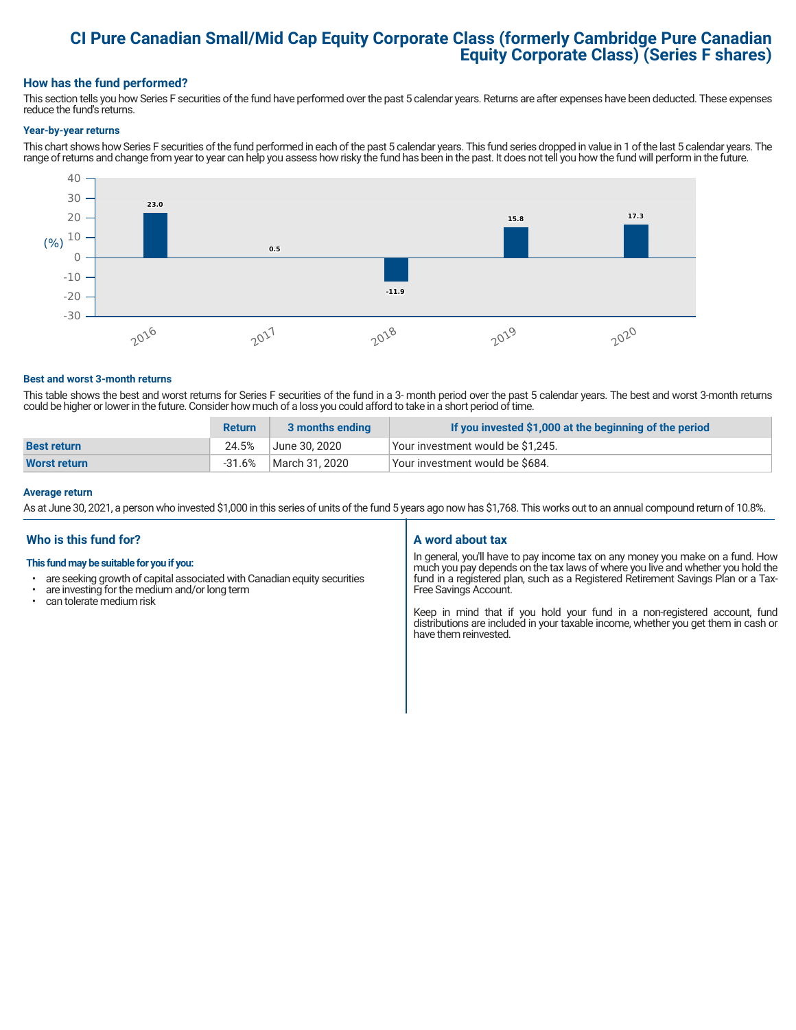# CI Pure Canadian Small/Mid Cap Equity Corporate Class (formerly Cambridge Pure Canadian Equity Corporate Class) (Series F shares)

## How has the fund performed?

This section tells you how Series F securities of the fund have performed over the past 5 calendar years. Returns are after expenses have been deducted. These expenses reduce the fund's returns.

### Year-by-year returns

This chart shows how Series F securities of the fund performed in each of the past 5 calendar years. This fund series dropped in value in 1 of the last 5 calendar years. The range of returns and change from year to year can help you assess how risky the fund has been in the past. It does not tell you how the fund will perform in the future.

| Year | Return (%) |
|---|---|
| 2016 | 23.0 |
| 2017 | 0.5 |
| 2018 | -11.9 |
| 2019 | 15.8 |
| 2020 | 17.3 |

### Best and worst 3-month returns

This table shows the best and worst returns for Series F securities of the fund in a 3- month period over the past 5 calendar years. The best and worst 3-month returns could be higher or lower in the future. Consider how much of a loss you could afford to take in a short period of time.

| | Return | 3 months ending | If you invested $1,000 at the beginning of the period |
|---|---|---|---|
| **Best return** | 24.5% | June 30, 2020 | Your investment would be $1,245. |
| **Worst return** | -31.6% | March 31, 2020 | Your investment would be $684. |

### Average return

As at June 30, 2021, a person who invested $1,000 in this series of units of the fund 5 years ago now has $1,768. This works out to an annual compound return of 10.8%.

## Who is this fund for?

**This fund may be suitable for you if you:**

- are seeking growth of capital associated with Canadian equity securities
- are investing for the medium and/or long term
- can tolerate medium risk

## A word about tax

In general, you'll have to pay income tax on any money you make on a fund. How much you pay depends on the tax laws of where you live and whether you hold the fund in a registered plan, such as a Registered Retirement Savings Plan or a Tax-Free Savings Account.

Keep in mind that if you hold your fund in a non-registered account, fund distributions are included in your taxable income, whether you get them in cash or have them reinvested.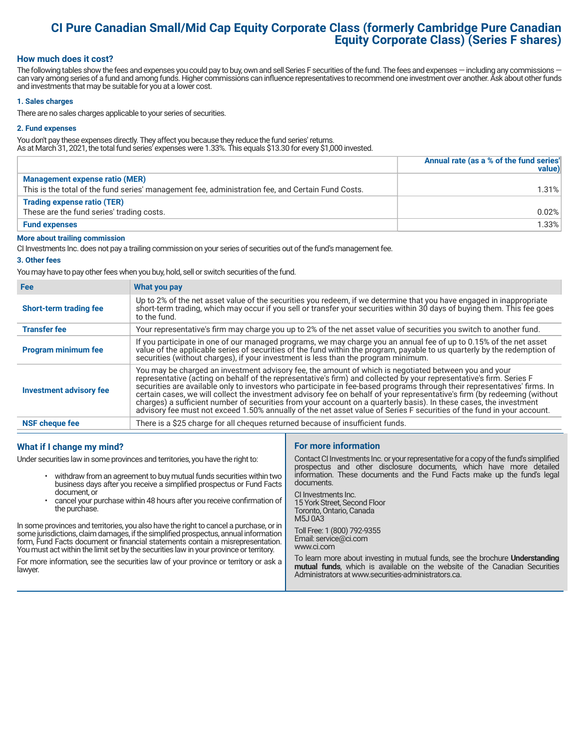# CI Pure Canadian Small/Mid Cap Equity Corporate Class (formerly Cambridge Pure Canadian Equity Corporate Class) (Series F shares)

## How much does it cost?

The following tables show the fees and expenses you could pay to buy, own and sell Series F securities of the fund. The fees and expenses — including any commissions — can vary among series of a fund and among funds. Higher commissions can influence representatives to recommend one investment over another. Ask about other funds and investments that may be suitable for you at a lower cost.

### 1. Sales charges

There are no sales charges applicable to your series of securities.

### 2. Fund expenses

You don't pay these expenses directly. They affect you because they reduce the fund series' returns.
As at March 31, 2021, the total fund series' expenses were 1.33%. This equals $13.30 for every $1,000 invested.

| | Annual rate (as a % of the fund series' value) |
|---|---|
| **Management expense ratio (MER)**<br>This is the total of the fund series' management fee, administration fee, and Certain Fund Costs. | 1.31% |
| **Trading expense ratio (TER)**<br>These are the fund series' trading costs. | 0.02% |
| **Fund expenses** | 1.33% |

#### More about trailing commission

CI Investments Inc. does not pay a trailing commission on your series of securities out of the fund's management fee.

### 3. Other fees

You may have to pay other fees when you buy, hold, sell or switch securities of the fund.

| Fee | What you pay |
|---|---|
| **Short-term trading fee** | Up to 2% of the net asset value of the securities you redeem, if we determine that you have engaged in inappropriate short-term trading, which may occur if you sell or transfer your securities within 30 days of buying them. This fee goes to the fund. |
| **Transfer fee** | Your representative's firm may charge you up to 2% of the net asset value of securities you switch to another fund. |
| **Program minimum fee** | If you participate in one of our managed programs, we may charge you an annual fee of up to 0.15% of the net asset value of the applicable series of securities of the fund within the program, payable to us quarterly by the redemption of securities (without charges), if your investment is less than the program minimum. |
| **Investment advisory fee** | You may be charged an investment advisory fee, the amount of which is negotiated between you and your representative (acting on behalf of the representative's firm) and collected by your representative's firm. Series F securities are available only to investors who participate in fee-based programs through their representatives' firms. In certain cases, we will collect the investment advisory fee on behalf of your representative's firm (by redeeming (without charges) a sufficient number of securities from your account on a quarterly basis). In these cases, the investment advisory fee must not exceed 1.50% annually of the net asset value of Series F securities of the fund in your account. |
| **NSF cheque fee** | There is a $25 charge for all cheques returned because of insufficient funds. |

## What if I change my mind?

Under securities law in some provinces and territories, you have the right to:

- withdraw from an agreement to buy mutual funds securities within two business days after you receive a simplified prospectus or Fund Facts document, or
- cancel your purchase within 48 hours after you receive confirmation of the purchase.

In some provinces and territories, you also have the right to cancel a purchase, or in some jurisdictions, claim damages, if the simplified prospectus, annual information form, Fund Facts document or financial statements contain a misrepresentation. You must act within the limit set by the securities law in your province or territory.

For more information, see the securities law of your province or territory or ask a lawyer.

## For more information

Contact CI Investments Inc. or your representative for a copy of the fund's simplified prospectus and other disclosure documents, which have more detailed information. These documents and the Fund Facts make up the fund's legal documents.

CI Investments Inc.
15 York Street, Second Floor
Toronto, Ontario, Canada
M5J 0A3

Toll Free: 1 (800) 792-9355
Email: service@ci.com
www.ci.com

To learn more about investing in mutual funds, see the brochure **Understanding mutual funds**, which is available on the website of the Canadian Securities Administrators at www.securities-administrators.ca.